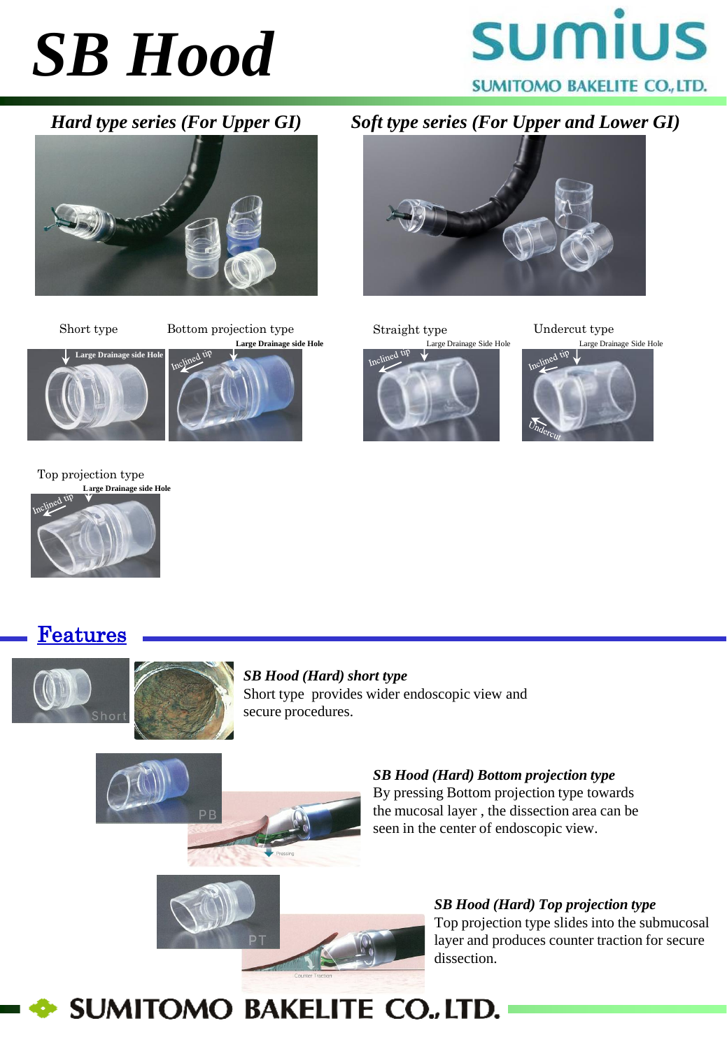# SB Hood

SUMITOMO BAKELITE CO., LTD.

## *Hard type series (For Upper GI)*

## *Soft type series (For Upper and Lower GI)*

Short type

Large Drainage side Hole

Bottom projection type

Large Drainage side Hole

Inclined tip

Straight type

Large Drainage Side Hole

Inclined tip

Undercut type

Large Drainage Side Hole

Inclined tip

Undercut

Top projection type

Large Drainage side Hole

Inclined tip

## Features

Short

***SB Hood (Hard) short type***

Short type provides wider endoscopic view and secure procedures.

PB

Pressing

***SB Hood (Hard) Bottom projection type***

By pressing Bottom projection type towards the mucosal layer , the dissection area can be seen in the center of endoscopic view.

PT

Counter Traction

***SB Hood (Hard) Top projection type***

Top projection type slides into the submucosal layer and produces counter traction for secure dissection.

SUMITOMO BAKELITE CO., LTD.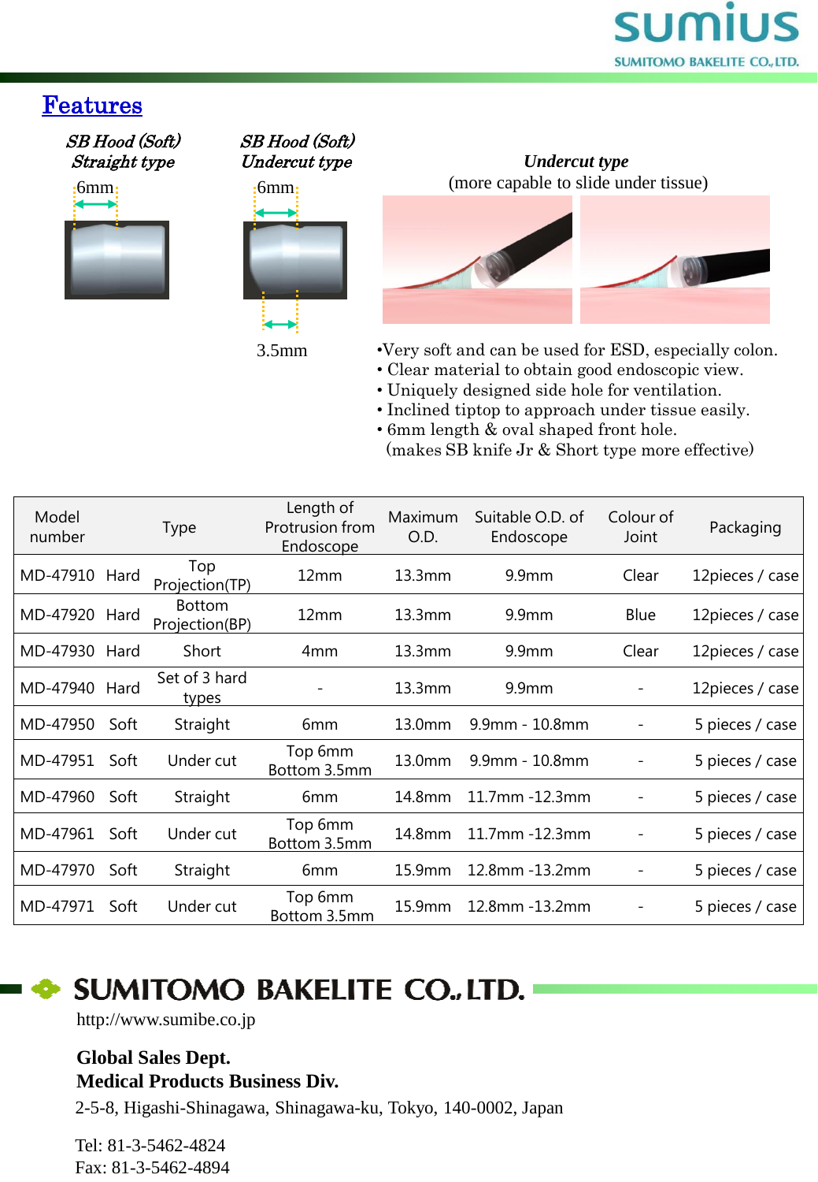## Features

*SB Hood (Soft)*
*Straight type*

6mm

*SB Hood (Soft)*
*Undercut type*

6mm

3.5mm

***Undercut type***
(more capable to slide under tissue)

- Very soft and can be used for ESD, especially colon.
- Clear material to obtain good endoscopic view.
- Uniquely designed side hole for ventilation.
- Inclined tiptop to approach under tissue easily.
- 6mm length & oval shaped front hole.
  (makes SB knife Jr & Short type more effective)

| Model number | | Type | Length of Protrusion from Endoscope | Maximum O.D. | Suitable O.D. of Endoscope | Colour of Joint | Packaging |
|---|---|---|---|---|---|---|---|
| MD-47910 | Hard | Top Projection(TP) | 12mm | 13.3mm | 9.9mm | Clear | 12pieces / case |
| MD-47920 | Hard | Bottom Projection(BP) | 12mm | 13.3mm | 9.9mm | Blue | 12pieces / case |
| MD-47930 | Hard | Short | 4mm | 13.3mm | 9.9mm | Clear | 12pieces / case |
| MD-47940 | Hard | Set of 3 hard types | - | 13.3mm | 9.9mm | - | 12pieces / case |
| MD-47950 | Soft | Straight | 6mm | 13.0mm | 9.9mm - 10.8mm | - | 5 pieces / case |
| MD-47951 | Soft | Under cut | Top 6mm Bottom 3.5mm | 13.0mm | 9.9mm - 10.8mm | - | 5 pieces / case |
| MD-47960 | Soft | Straight | 6mm | 14.8mm | 11.7mm -12.3mm | - | 5 pieces / case |
| MD-47961 | Soft | Under cut | Top 6mm Bottom 3.5mm | 14.8mm | 11.7mm -12.3mm | - | 5 pieces / case |
| MD-47970 | Soft | Straight | 6mm | 15.9mm | 12.8mm -13.2mm | - | 5 pieces / case |
| MD-47971 | Soft | Under cut | Top 6mm Bottom 3.5mm | 15.9mm | 12.8mm -13.2mm | - | 5 pieces / case |

**SUMITOMO BAKELITE CO., LTD.**

http://www.sumibe.co.jp

**Global Sales Dept.**
**Medical Products Business Div.**
2-5-8, Higashi-Shinagawa, Shinagawa-ku, Tokyo, 140-0002, Japan

Tel: 81-3-5462-4824
Fax: 81-3-5462-4894